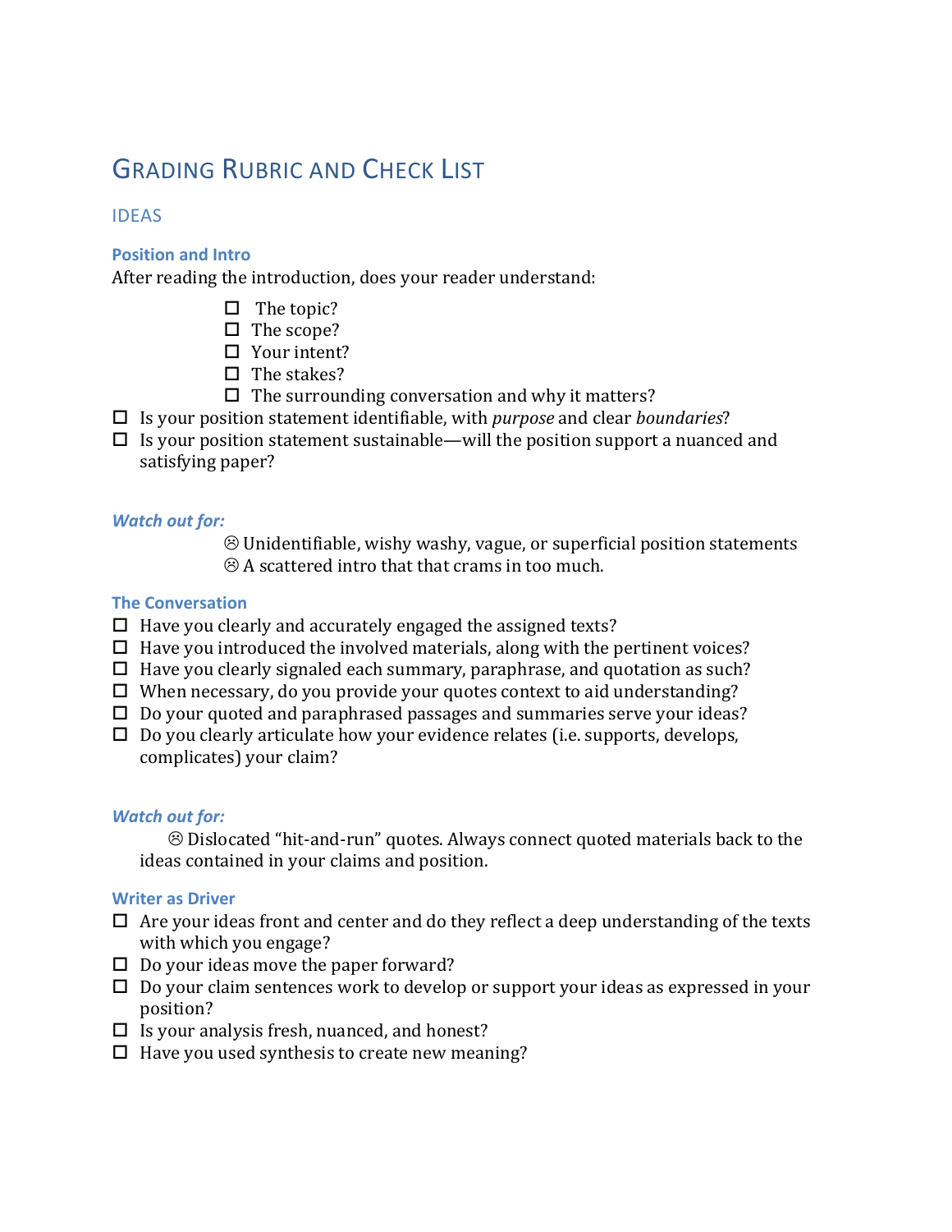# Grading Rubric and Check List

## IDEAS

### Position and Intro

After reading the introduction, does your reader understand:

- ☐ The topic?
- ☐ The scope?
- ☐ Your intent?
- ☐ The stakes?
- ☐ The surrounding conversation and why it matters?

- ☐ Is your position statement identifiable, with *purpose* and clear *boundaries*?
- ☐ Is your position statement sustainable—will the position support a nuanced and satisfying paper?

#### *Watch out for:*

☹ Unidentifiable, wishy washy, vague, or superficial position statements
☹ A scattered intro that that crams in too much.

### The Conversation

- ☐ Have you clearly and accurately engaged the assigned texts?
- ☐ Have you introduced the involved materials, along with the pertinent voices?
- ☐ Have you clearly signaled each summary, paraphrase, and quotation as such?
- ☐ When necessary, do you provide your quotes context to aid understanding?
- ☐ Do your quoted and paraphrased passages and summaries serve your ideas?
- ☐ Do you clearly articulate how your evidence relates (i.e. supports, develops, complicates) your claim?

#### *Watch out for:*

☹ Dislocated "hit-and-run" quotes. Always connect quoted materials back to the ideas contained in your claims and position.

### Writer as Driver

- ☐ Are your ideas front and center and do they reflect a deep understanding of the texts with which you engage?
- ☐ Do your ideas move the paper forward?
- ☐ Do your claim sentences work to develop or support your ideas as expressed in your position?
- ☐ Is your analysis fresh, nuanced, and honest?
- ☐ Have you used synthesis to create new meaning?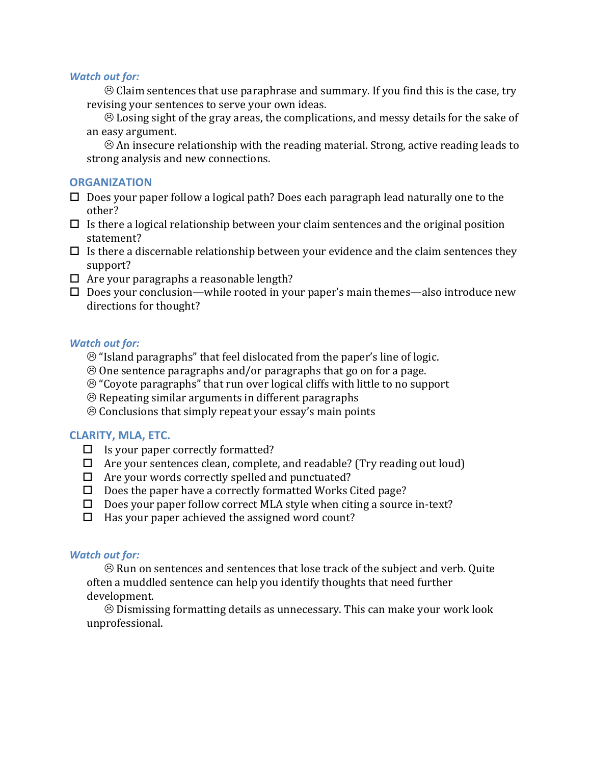***Watch out for:***

☹ Claim sentences that use paraphrase and summary. If you find this is the case, try revising your sentences to serve your own ideas.

☹ Losing sight of the gray areas, the complications, and messy details for the sake of an easy argument.

☹ An insecure relationship with the reading material. Strong, active reading leads to strong analysis and new connections.

## ORGANIZATION

- ☐ Does your paper follow a logical path? Does each paragraph lead naturally one to the other?
- ☐ Is there a logical relationship between your claim sentences and the original position statement?
- ☐ Is there a discernable relationship between your evidence and the claim sentences they support?
- ☐ Are your paragraphs a reasonable length?
- ☐ Does your conclusion—while rooted in your paper's main themes—also introduce new directions for thought?

***Watch out for:***

☹ "Island paragraphs" that feel dislocated from the paper's line of logic.

☹ One sentence paragraphs and/or paragraphs that go on for a page.

☹ "Coyote paragraphs" that run over logical cliffs with little to no support

☹ Repeating similar arguments in different paragraphs

☹ Conclusions that simply repeat your essay's main points

## CLARITY, MLA, ETC.

- ☐ Is your paper correctly formatted?
- ☐ Are your sentences clean, complete, and readable? (Try reading out loud)
- ☐ Are your words correctly spelled and punctuated?
- ☐ Does the paper have a correctly formatted Works Cited page?
- ☐ Does your paper follow correct MLA style when citing a source in-text?
- ☐ Has your paper achieved the assigned word count?

***Watch out for:***

☹ Run on sentences and sentences that lose track of the subject and verb. Quite often a muddled sentence can help you identify thoughts that need further development.

☹ Dismissing formatting details as unnecessary. This can make your work look unprofessional.